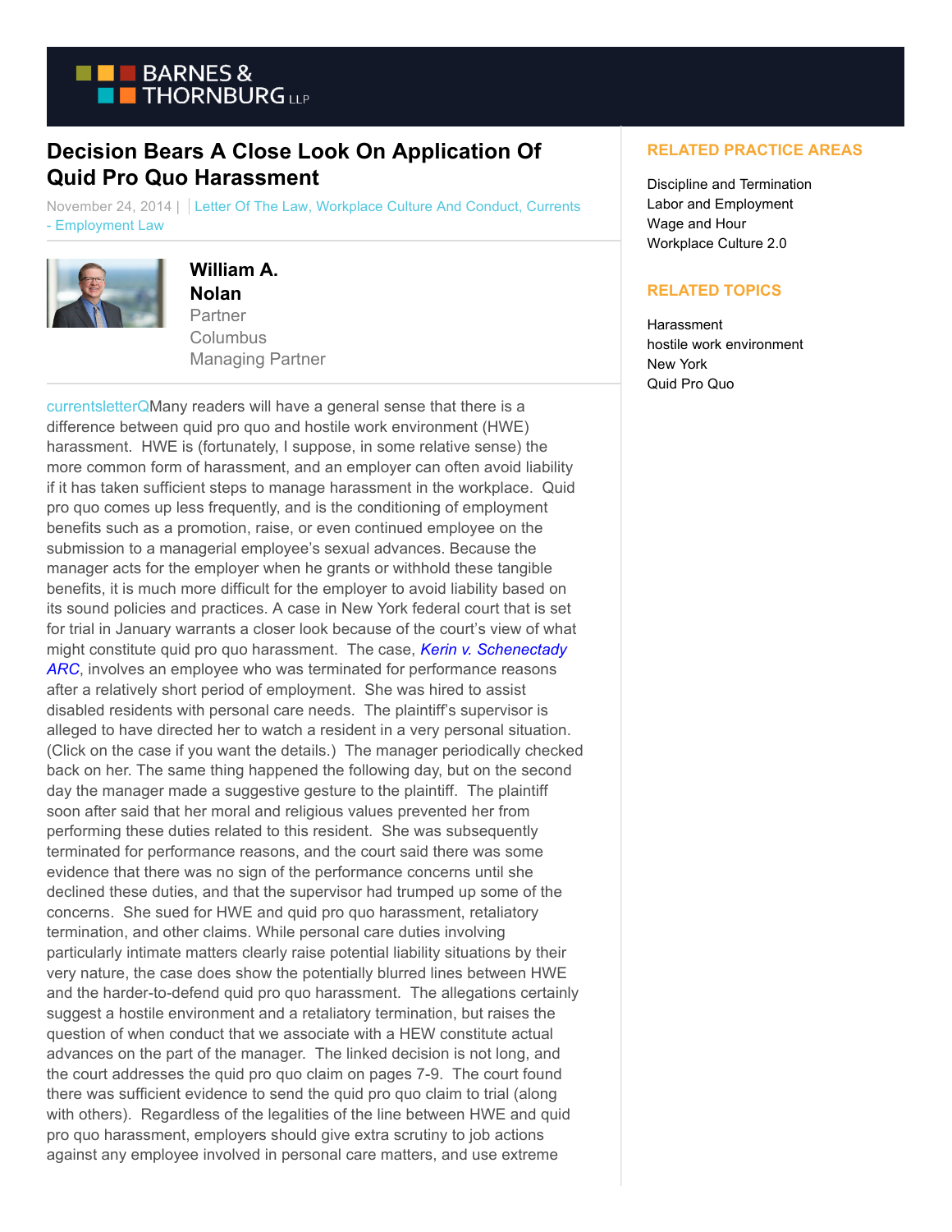# Decision Bears A Close Look On Application Of Quid Pro Quo Harassment

November 24, 2014 | Letter Of The Law, Workplace Culture And Conduct, Currents - Employment Law

**William A. Nolan**
Partner
Columbus
Managing Partner

currentsletterQMany readers will have a general sense that there is a difference between quid pro quo and hostile work environment (HWE) harassment. HWE is (fortunately, I suppose, in some relative sense) the more common form of harassment, and an employer can often avoid liability if it has taken sufficient steps to manage harassment in the workplace. Quid pro quo comes up less frequently, and is the conditioning of employment benefits such as a promotion, raise, or even continued employee on the submission to a managerial employee's sexual advances. Because the manager acts for the employer when he grants or withhold these tangible benefits, it is much more difficult for the employer to avoid liability based on its sound policies and practices. A case in New York federal court that is set for trial in January warrants a closer look because of the court's view of what might constitute quid pro quo harassment. The case, *Kerin v. Schenectady ARC*, involves an employee who was terminated for performance reasons after a relatively short period of employment. She was hired to assist disabled residents with personal care needs. The plaintiff's supervisor is alleged to have directed her to watch a resident in a very personal situation. (Click on the case if you want the details.) The manager periodically checked back on her. The same thing happened the following day, but on the second day the manager made a suggestive gesture to the plaintiff. The plaintiff soon after said that her moral and religious values prevented her from performing these duties related to this resident. She was subsequently terminated for performance reasons, and the court said there was some evidence that there was no sign of the performance concerns until she declined these duties, and that the supervisor had trumped up some of the concerns. She sued for HWE and quid pro quo harassment, retaliatory termination, and other claims. While personal care duties involving particularly intimate matters clearly raise potential liability situations by their very nature, the case does show the potentially blurred lines between HWE and the harder-to-defend quid pro quo harassment. The allegations certainly suggest a hostile environment and a retaliatory termination, but raises the question of when conduct that we associate with a HEW constitute actual advances on the part of the manager. The linked decision is not long, and the court addresses the quid pro quo claim on pages 7-9. The court found there was sufficient evidence to send the quid pro quo claim to trial (along with others). Regardless of the legalities of the line between HWE and quid pro quo harassment, employers should give extra scrutiny to job actions against any employee involved in personal care matters, and use extreme

## RELATED PRACTICE AREAS

Discipline and Termination
Labor and Employment
Wage and Hour
Workplace Culture 2.0

## RELATED TOPICS

Harassment
hostile work environment
New York
Quid Pro Quo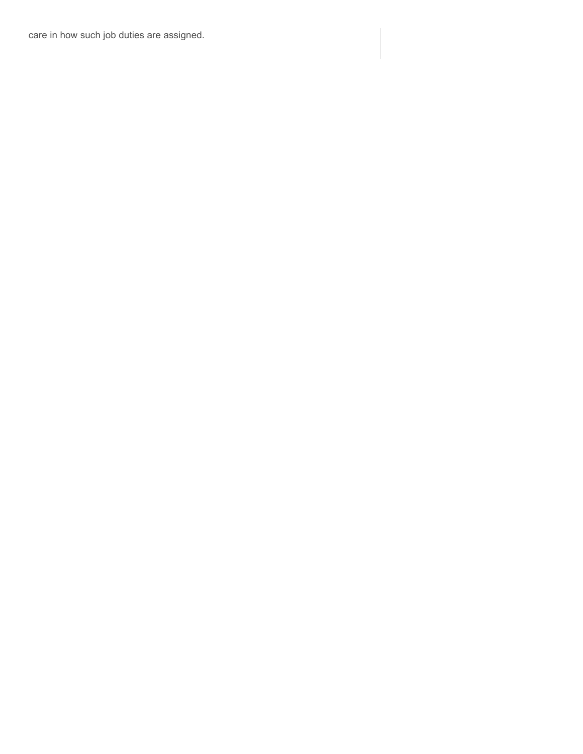care in how such job duties are assigned.